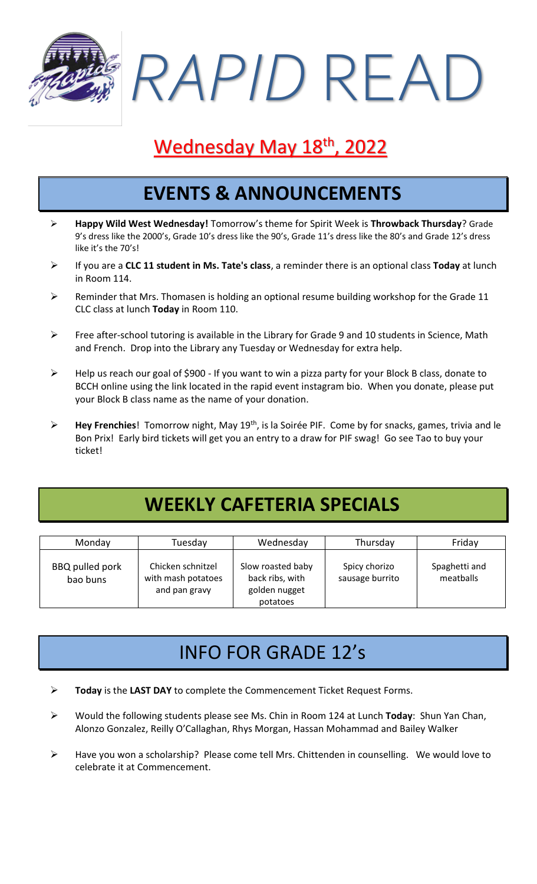# *RAPID* READ

## Wednesday May 18th, 2022

## EVENTS & ANNOUNCEMENTS

- **Happy Wild West Wednesday!** Tomorrow's theme for Spirit Week is **Throwback Thursday**? Grade 9's dress like the 2000's, Grade 10's dress like the 90's, Grade 11's dress like the 80's and Grade 12's dress like it's the 70's!
- If you are a **CLC 11 student in Ms. Tate's class**, a reminder there is an optional class **Today** at lunch in Room 114.
- Reminder that Mrs. Thomasen is holding an optional resume building workshop for the Grade 11 CLC class at lunch **Today** in Room 110.
- Free after-school tutoring is available in the Library for Grade 9 and 10 students in Science, Math and French. Drop into the Library any Tuesday or Wednesday for extra help.
- Help us reach our goal of $900 - If you want to win a pizza party for your Block B class, donate to BCCH online using the link located in the rapid event instagram bio. When you donate, please put your Block B class name as the name of your donation.
- **Hey Frenchies**! Tomorrow night, May 19th, is la Soirée PIF. Come by for snacks, games, trivia and le Bon Prix! Early bird tickets will get you an entry to a draw for PIF swag! Go see Tao to buy your ticket!

## WEEKLY CAFETERIA SPECIALS

| Monday | Tuesday | Wednesday | Thursday | Friday |
|---|---|---|---|---|
| BBQ pulled pork bao buns | Chicken schnitzel with mash potatoes and pan gravy | Slow roasted baby back ribs, with golden nugget potatoes | Spicy chorizo sausage burrito | Spaghetti and meatballs |

## INFO FOR GRADE 12's

- **Today** is the **LAST DAY** to complete the Commencement Ticket Request Forms.
- Would the following students please see Ms. Chin in Room 124 at Lunch **Today**: Shun Yan Chan, Alonzo Gonzalez, Reilly O'Callaghan, Rhys Morgan, Hassan Mohammad and Bailey Walker
- Have you won a scholarship? Please come tell Mrs. Chittenden in counselling. We would love to celebrate it at Commencement.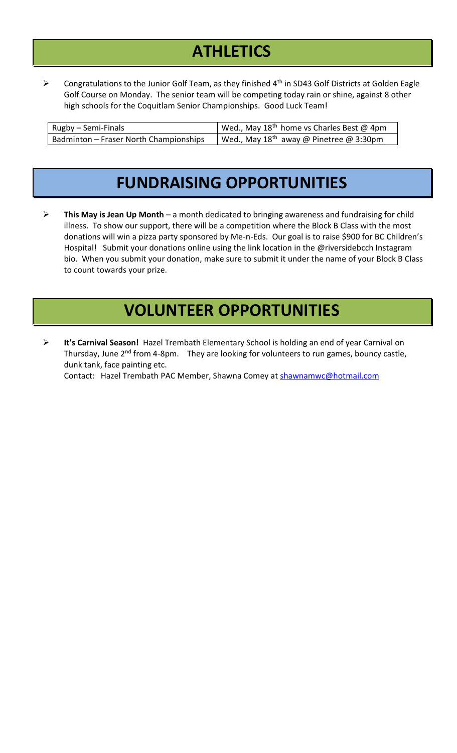# ATHLETICS

- Congratulations to the Junior Golf Team, as they finished 4th in SD43 Golf Districts at Golden Eagle Golf Course on Monday. The senior team will be competing today rain or shine, against 8 other high schools for the Coquitlam Senior Championships. Good Luck Team!

| | |
|---|---|
| Rugby – Semi-Finals | Wed., May 18th home vs Charles Best @ 4pm |
| Badminton – Fraser North Championships | Wed., May 18th away @ Pinetree @ 3:30pm |

# FUNDRAISING OPPORTUNITIES

- **This May is Jean Up Month** – a month dedicated to bringing awareness and fundraising for child illness. To show our support, there will be a competition where the Block B Class with the most donations will win a pizza party sponsored by Me-n-Eds. Our goal is to raise $900 for BC Children's Hospital! Submit your donations online using the link location in the @riversidebcch Instagram bio. When you submit your donation, make sure to submit it under the name of your Block B Class to count towards your prize.

# VOLUNTEER OPPORTUNITIES

- **It's Carnival Season!** Hazel Trembath Elementary School is holding an end of year Carnival on Thursday, June 2nd from 4-8pm. They are looking for volunteers to run games, bouncy castle, dunk tank, face painting etc.
  Contact: Hazel Trembath PAC Member, Shawna Comey at shawnamwc@hotmail.com